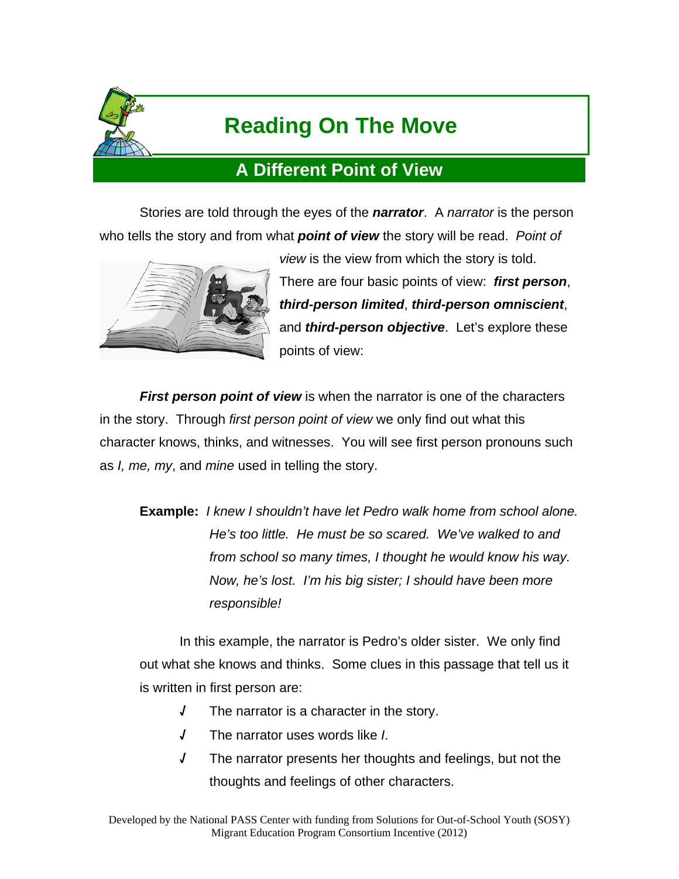# Reading On The Move

## A Different Point of View

Stories are told through the eyes of the ***narrator***. A *narrator* is the person who tells the story and from what ***point of view*** the story will be read. *Point of view* is the view from which the story is told. There are four basic points of view: ***first person***, ***third-person limited***, ***third-person omniscient***, and ***third-person objective***. Let's explore these points of view:

***First person point of view*** is when the narrator is one of the characters in the story. Through *first person point of view* we only find out what this character knows, thinks, and witnesses. You will see first person pronouns such as *I, me, my*, and *mine* used in telling the story.

**Example:** *I knew I shouldn't have let Pedro walk home from school alone. He's too little. He must be so scared. We've walked to and from school so many times, I thought he would know his way. Now, he's lost. I'm his big sister; I should have been more responsible!*

In this example, the narrator is Pedro's older sister. We only find out what she knows and thinks. Some clues in this passage that tell us it is written in first person are:

- ✓ The narrator is a character in the story.
- ✓ The narrator uses words like *I*.
- ✓ The narrator presents her thoughts and feelings, but not the thoughts and feelings of other characters.

Developed by the National PASS Center with funding from Solutions for Out-of-School Youth (SOSY) Migrant Education Program Consortium Incentive (2012)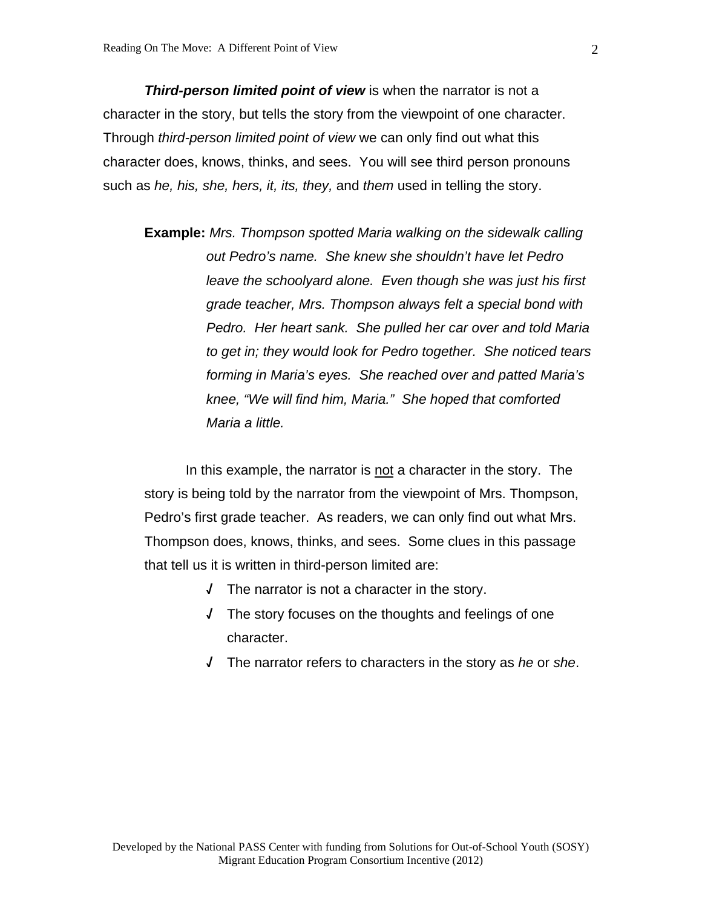***Third-person limited point of view*** is when the narrator is not a character in the story, but tells the story from the viewpoint of one character. Through *third-person limited point of view* we can only find out what this character does, knows, thinks, and sees. You will see third person pronouns such as *he, his, she, hers, it, its, they,* and *them* used in telling the story.

**Example:** *Mrs. Thompson spotted Maria walking on the sidewalk calling out Pedro's name. She knew she shouldn't have let Pedro leave the schoolyard alone. Even though she was just his first grade teacher, Mrs. Thompson always felt a special bond with Pedro. Her heart sank. She pulled her car over and told Maria to get in; they would look for Pedro together. She noticed tears forming in Maria's eyes. She reached over and patted Maria's knee, "We will find him, Maria." She hoped that comforted Maria a little.*

In this example, the narrator is <u>not</u> a character in the story. The story is being told by the narrator from the viewpoint of Mrs. Thompson, Pedro's first grade teacher. As readers, we can only find out what Mrs. Thompson does, knows, thinks, and sees. Some clues in this passage that tell us it is written in third-person limited are:

- √ The narrator is not a character in the story.
- √ The story focuses on the thoughts and feelings of one character.
- √ The narrator refers to characters in the story as *he* or *she*.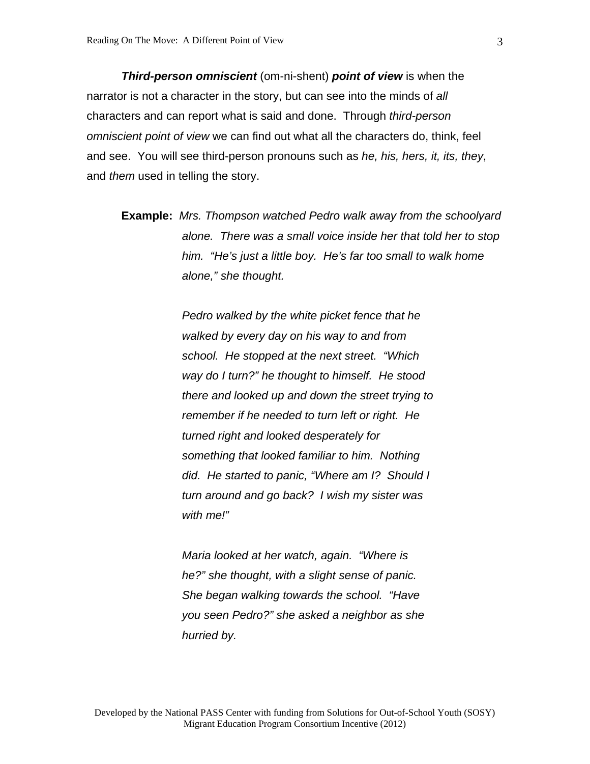***Third-person omniscient*** (om-ni-shent) ***point of view*** is when the narrator is not a character in the story, but can see into the minds of *all* characters and can report what is said and done. Through *third-person omniscient point of view* we can find out what all the characters do, think, feel and see. You will see third-person pronouns such as *he, his, hers, it, its, they*, and *them* used in telling the story.

**Example:** *Mrs. Thompson watched Pedro walk away from the schoolyard alone. There was a small voice inside her that told her to stop him. "He's just a little boy. He's far too small to walk home alone," she thought.*

*Pedro walked by the white picket fence that he walked by every day on his way to and from school. He stopped at the next street. "Which way do I turn?" he thought to himself. He stood there and looked up and down the street trying to remember if he needed to turn left or right. He turned right and looked desperately for something that looked familiar to him. Nothing did. He started to panic, "Where am I? Should I turn around and go back? I wish my sister was with me!"*

*Maria looked at her watch, again. "Where is he?" she thought, with a slight sense of panic. She began walking towards the school. "Have you seen Pedro?" she asked a neighbor as she hurried by.*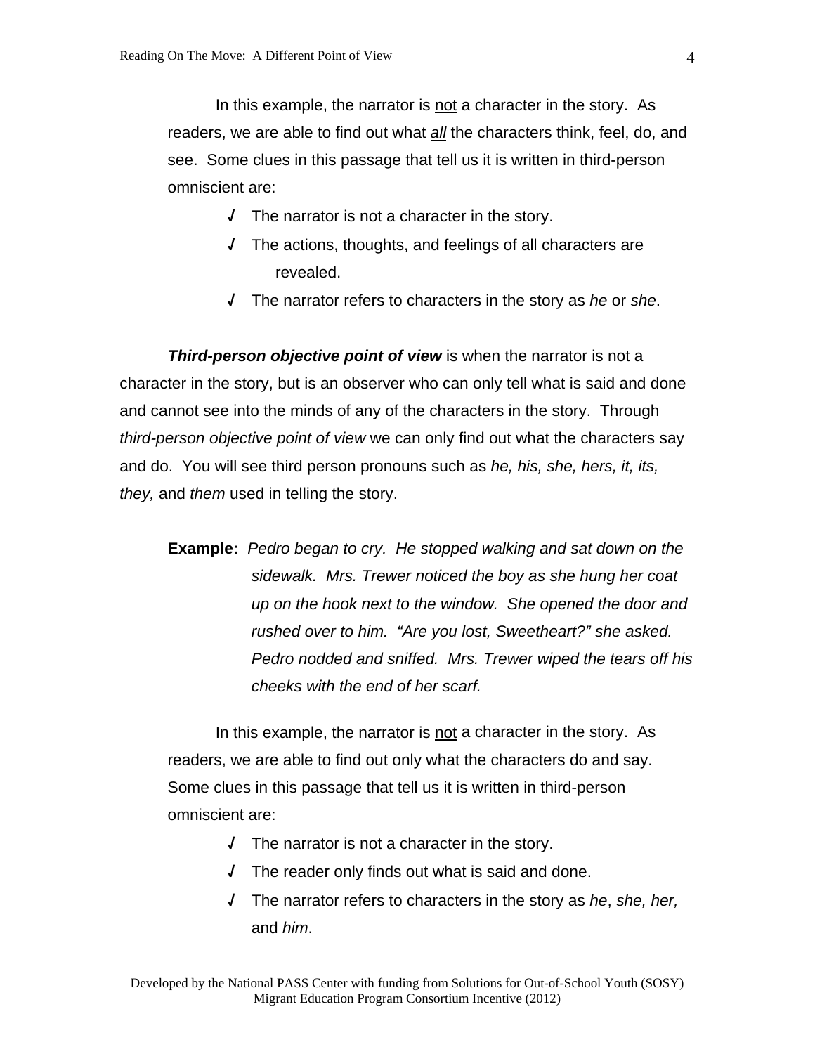In this example, the narrator is <u>not</u> a character in the story. As readers, we are able to find out what ***all*** the characters think, feel, do, and see. Some clues in this passage that tell us it is written in third-person omniscient are:

- √ The narrator is not a character in the story.
- √ The actions, thoughts, and feelings of all characters are revealed.
- √ The narrator refers to characters in the story as *he* or *she*.

***Third-person objective point of view*** is when the narrator is not a character in the story, but is an observer who can only tell what is said and done and cannot see into the minds of any of the characters in the story. Through *third-person objective point of view* we can only find out what the characters say and do. You will see third person pronouns such as *he, his, she, hers, it, its, they,* and *them* used in telling the story.

**Example:** *Pedro began to cry. He stopped walking and sat down on the sidewalk. Mrs. Trewer noticed the boy as she hung her coat up on the hook next to the window. She opened the door and rushed over to him. "Are you lost, Sweetheart?" she asked. Pedro nodded and sniffed. Mrs. Trewer wiped the tears off his cheeks with the end of her scarf.*

In this example, the narrator is <u>not</u> a character in the story. As readers, we are able to find out only what the characters do and say. Some clues in this passage that tell us it is written in third-person omniscient are:

- √ The narrator is not a character in the story.
- √ The reader only finds out what is said and done.
- √ The narrator refers to characters in the story as *he*, *she, her,* and *him*.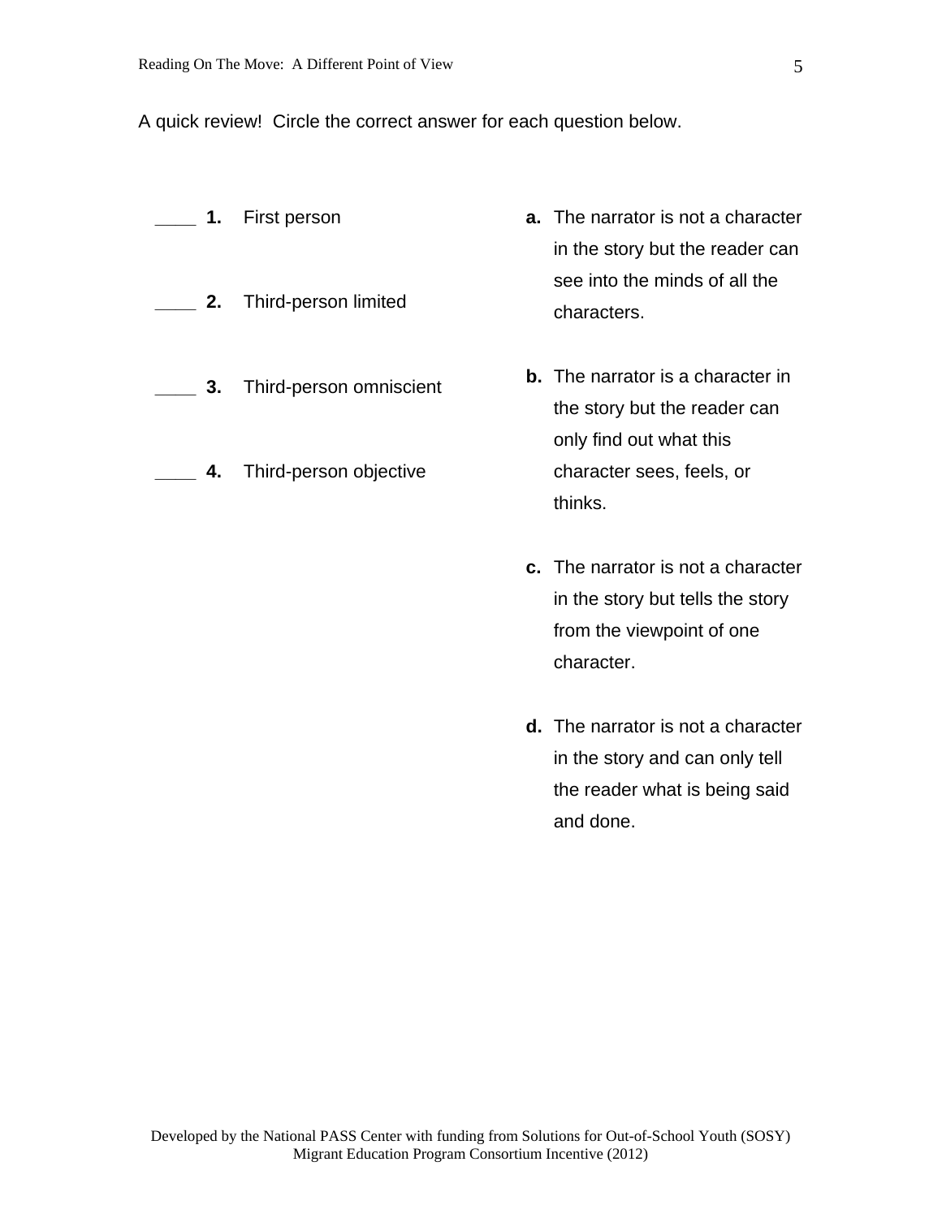A quick review! Circle the correct answer for each question below.

____ **1.** First person

____ **2.** Third-person limited

____ **3.** Third-person omniscient

____ **4.** Third-person objective

**a.** The narrator is not a character in the story but the reader can see into the minds of all the characters.

**b.** The narrator is a character in the story but the reader can only find out what this character sees, feels, or thinks.

**c.** The narrator is not a character in the story but tells the story from the viewpoint of one character.

**d.** The narrator is not a character in the story and can only tell the reader what is being said and done.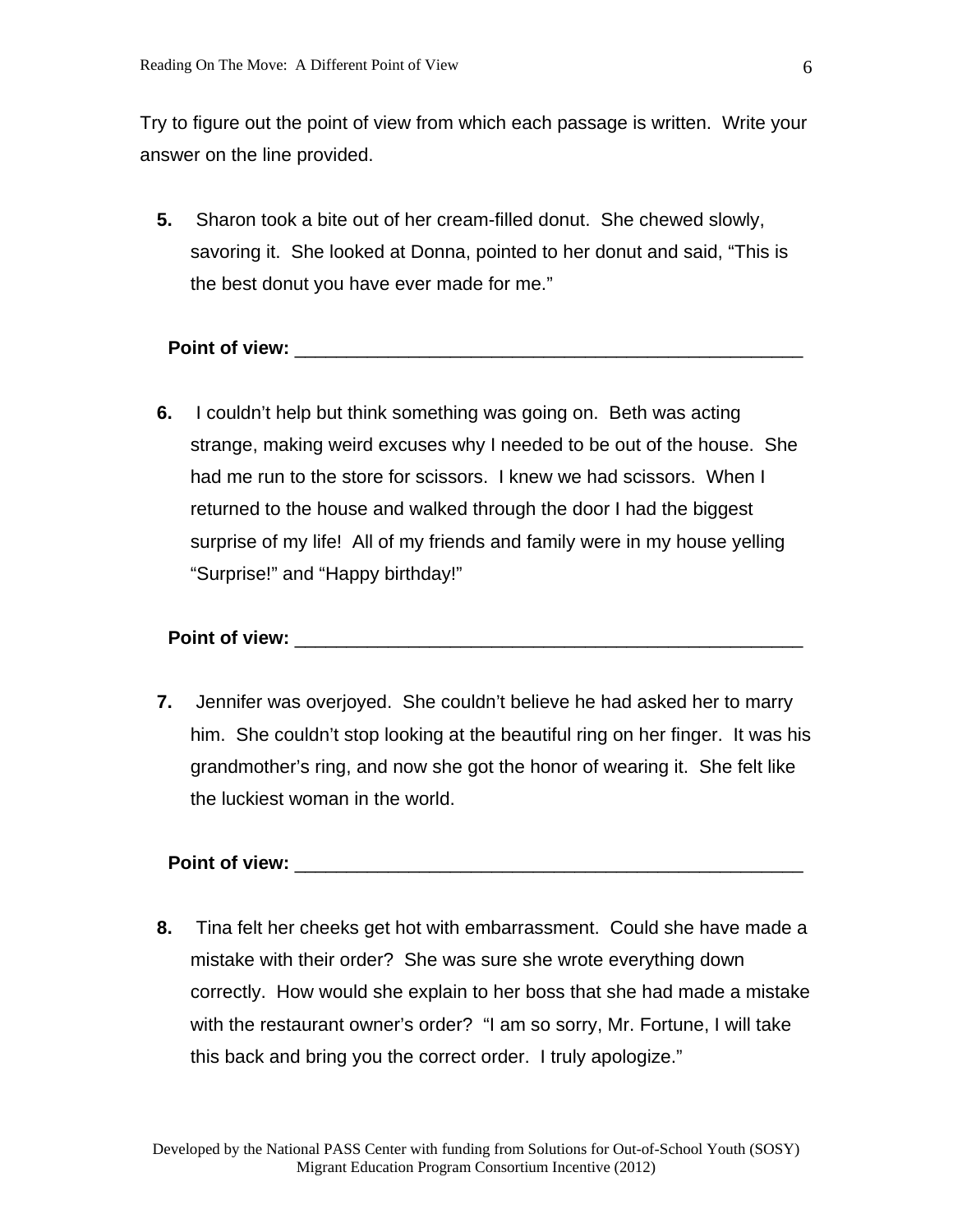Try to figure out the point of view from which each passage is written. Write your answer on the line provided.

**5.** Sharon took a bite out of her cream-filled donut. She chewed slowly, savoring it. She looked at Donna, pointed to her donut and said, “This is the best donut you have ever made for me.”

**Point of view:** ___________________________________________________

**6.** I couldn’t help but think something was going on. Beth was acting strange, making weird excuses why I needed to be out of the house. She had me run to the store for scissors. I knew we had scissors. When I returned to the house and walked through the door I had the biggest surprise of my life! All of my friends and family were in my house yelling “Surprise!” and “Happy birthday!”

**Point of view:** ___________________________________________________

**7.** Jennifer was overjoyed. She couldn’t believe he had asked her to marry him. She couldn’t stop looking at the beautiful ring on her finger. It was his grandmother’s ring, and now she got the honor of wearing it. She felt like the luckiest woman in the world.

**Point of view:** ___________________________________________________

**8.** Tina felt her cheeks get hot with embarrassment. Could she have made a mistake with their order? She was sure she wrote everything down correctly. How would she explain to her boss that she had made a mistake with the restaurant owner’s order? “I am so sorry, Mr. Fortune, I will take this back and bring you the correct order. I truly apologize.”

Developed by the National PASS Center with funding from Solutions for Out-of-School Youth (SOSY) Migrant Education Program Consortium Incentive (2012)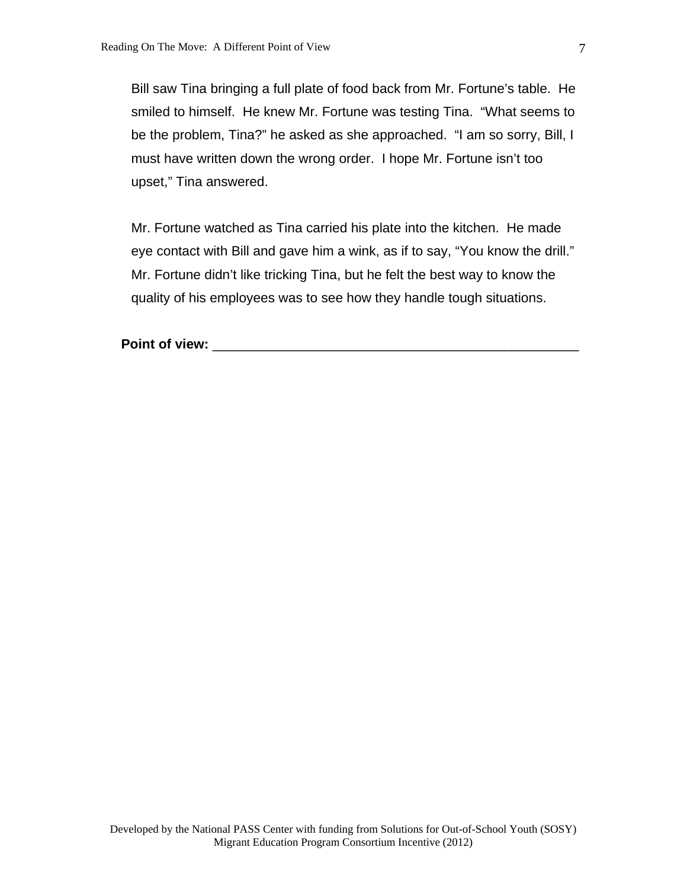Bill saw Tina bringing a full plate of food back from Mr. Fortune's table. He smiled to himself. He knew Mr. Fortune was testing Tina. "What seems to be the problem, Tina?" he asked as she approached. "I am so sorry, Bill, I must have written down the wrong order. I hope Mr. Fortune isn't too upset," Tina answered.

Mr. Fortune watched as Tina carried his plate into the kitchen. He made eye contact with Bill and gave him a wink, as if to say, "You know the drill." Mr. Fortune didn't like tricking Tina, but he felt the best way to know the quality of his employees was to see how they handle tough situations.

**Point of view:** ___________________________________________________

Developed by the National PASS Center with funding from Solutions for Out-of-School Youth (SOSY) Migrant Education Program Consortium Incentive (2012)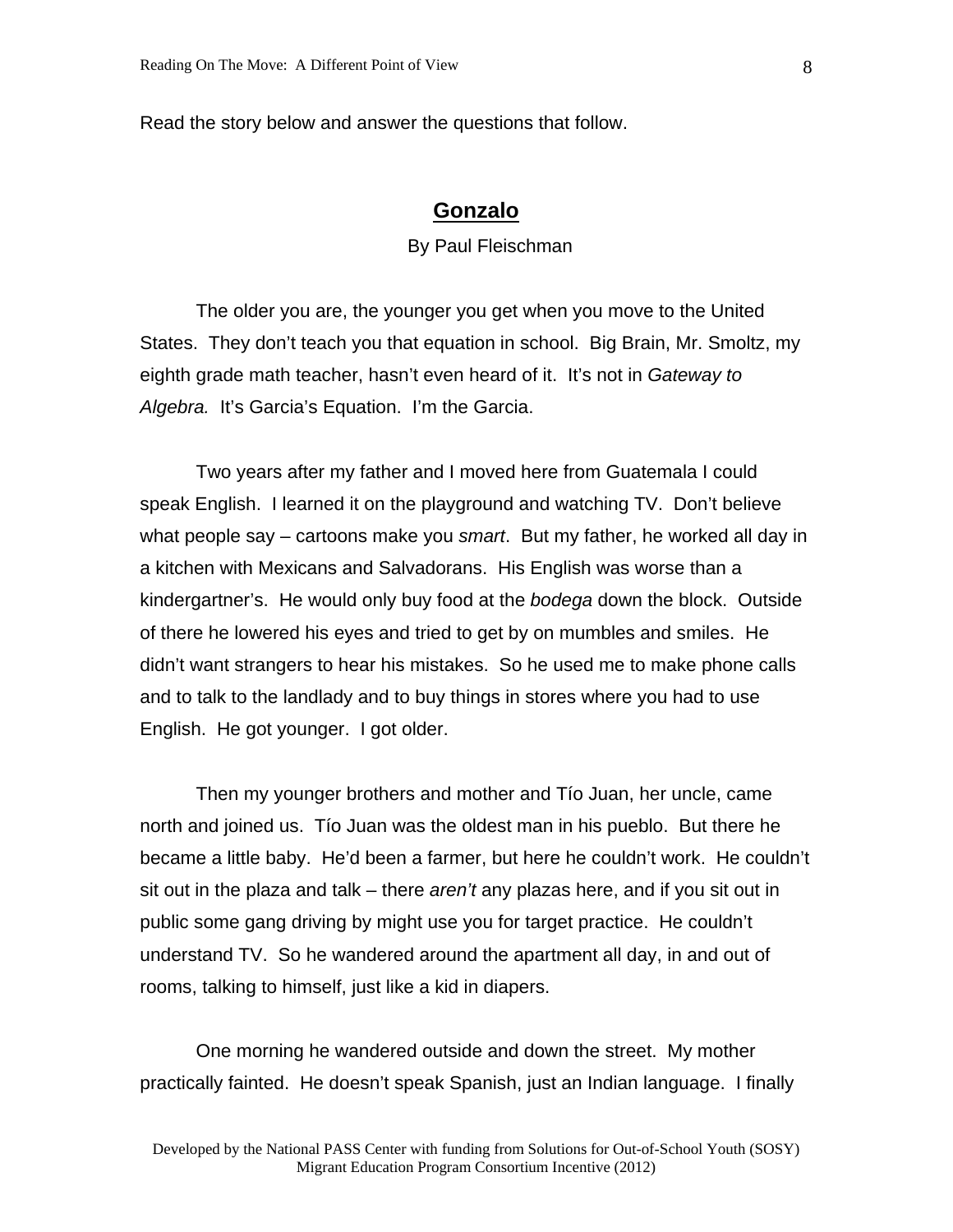Read the story below and answer the questions that follow.

## **Gonzalo**

By Paul Fleischman

The older you are, the younger you get when you move to the United States. They don't teach you that equation in school. Big Brain, Mr. Smoltz, my eighth grade math teacher, hasn't even heard of it. It's not in *Gateway to Algebra.* It's Garcia's Equation. I'm the Garcia.

Two years after my father and I moved here from Guatemala I could speak English. I learned it on the playground and watching TV. Don't believe what people say – cartoons make you *smart*. But my father, he worked all day in a kitchen with Mexicans and Salvadorans. His English was worse than a kindergartner's. He would only buy food at the *bodega* down the block. Outside of there he lowered his eyes and tried to get by on mumbles and smiles. He didn't want strangers to hear his mistakes. So he used me to make phone calls and to talk to the landlady and to buy things in stores where you had to use English. He got younger. I got older.

Then my younger brothers and mother and Tío Juan, her uncle, came north and joined us. Tío Juan was the oldest man in his pueblo. But there he became a little baby. He'd been a farmer, but here he couldn't work. He couldn't sit out in the plaza and talk – there *aren't* any plazas here, and if you sit out in public some gang driving by might use you for target practice. He couldn't understand TV. So he wandered around the apartment all day, in and out of rooms, talking to himself, just like a kid in diapers.

One morning he wandered outside and down the street. My mother practically fainted. He doesn't speak Spanish, just an Indian language. I finally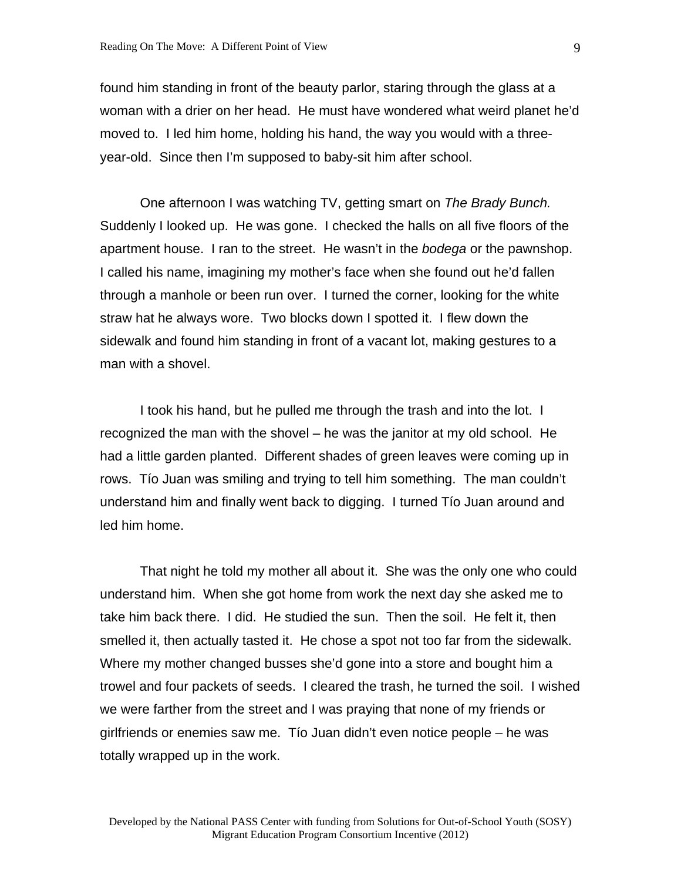found him standing in front of the beauty parlor, staring through the glass at a woman with a drier on her head. He must have wondered what weird planet he'd moved to. I led him home, holding his hand, the way you would with a three-year-old. Since then I'm supposed to baby-sit him after school.

One afternoon I was watching TV, getting smart on *The Brady Bunch.* Suddenly I looked up. He was gone. I checked the halls on all five floors of the apartment house. I ran to the street. He wasn't in the *bodega* or the pawnshop. I called his name, imagining my mother's face when she found out he'd fallen through a manhole or been run over. I turned the corner, looking for the white straw hat he always wore. Two blocks down I spotted it. I flew down the sidewalk and found him standing in front of a vacant lot, making gestures to a man with a shovel.

I took his hand, but he pulled me through the trash and into the lot. I recognized the man with the shovel – he was the janitor at my old school. He had a little garden planted. Different shades of green leaves were coming up in rows. Tío Juan was smiling and trying to tell him something. The man couldn't understand him and finally went back to digging. I turned Tío Juan around and led him home.

That night he told my mother all about it. She was the only one who could understand him. When she got home from work the next day she asked me to take him back there. I did. He studied the sun. Then the soil. He felt it, then smelled it, then actually tasted it. He chose a spot not too far from the sidewalk. Where my mother changed busses she'd gone into a store and bought him a trowel and four packets of seeds. I cleared the trash, he turned the soil. I wished we were farther from the street and I was praying that none of my friends or girlfriends or enemies saw me. Tío Juan didn't even notice people – he was totally wrapped up in the work.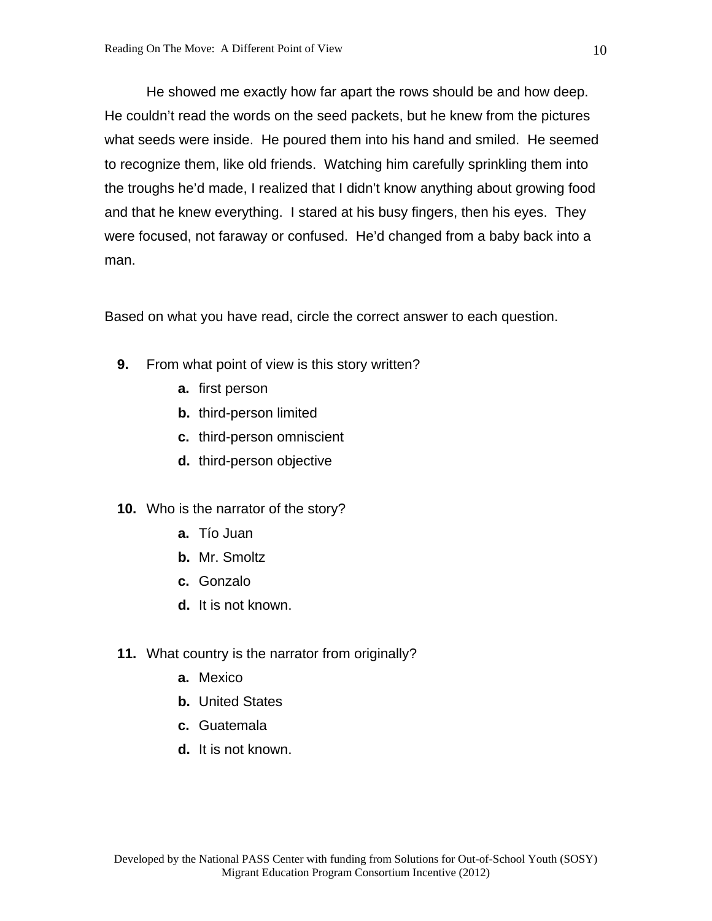He showed me exactly how far apart the rows should be and how deep. He couldn't read the words on the seed packets, but he knew from the pictures what seeds were inside. He poured them into his hand and smiled. He seemed to recognize them, like old friends. Watching him carefully sprinkling them into the troughs he'd made, I realized that I didn't know anything about growing food and that he knew everything. I stared at his busy fingers, then his eyes. They were focused, not faraway or confused. He'd changed from a baby back into a man.

Based on what you have read, circle the correct answer to each question.

**9.** From what point of view is this story written?

- **a.** first person
- **b.** third-person limited
- **c.** third-person omniscient
- **d.** third-person objective

**10.** Who is the narrator of the story?

- **a.** Tío Juan
- **b.** Mr. Smoltz
- **c.** Gonzalo
- **d.** It is not known.

**11.** What country is the narrator from originally?

- **a.** Mexico
- **b.** United States
- **c.** Guatemala
- **d.** It is not known.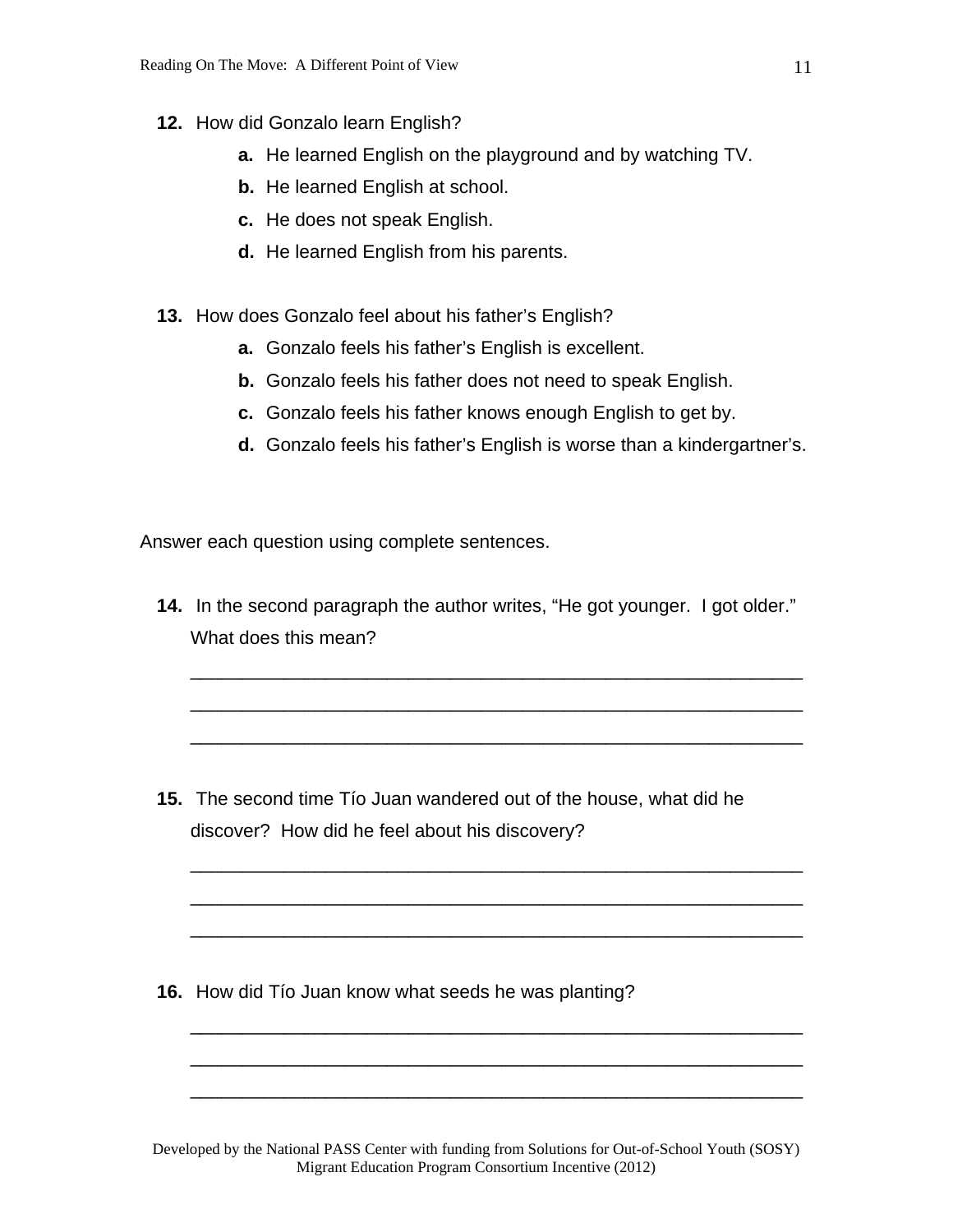**12.** How did Gonzalo learn English?

- **a.** He learned English on the playground and by watching TV.
- **b.** He learned English at school.
- **c.** He does not speak English.
- **d.** He learned English from his parents.

**13.** How does Gonzalo feel about his father's English?

- **a.** Gonzalo feels his father's English is excellent.
- **b.** Gonzalo feels his father does not need to speak English.
- **c.** Gonzalo feels his father knows enough English to get by.
- **d.** Gonzalo feels his father's English is worse than a kindergartner's.

Answer each question using complete sentences.

**14.** In the second paragraph the author writes, "He got younger. I got older." What does this mean?

_____________________________________________________________

_____________________________________________________________

_____________________________________________________________

**15.** The second time Tío Juan wandered out of the house, what did he discover? How did he feel about his discovery?

_____________________________________________________________

_____________________________________________________________

_____________________________________________________________

**16.** How did Tío Juan know what seeds he was planting?

_____________________________________________________________

_____________________________________________________________

_____________________________________________________________

Developed by the National PASS Center with funding from Solutions for Out-of-School Youth (SOSY) Migrant Education Program Consortium Incentive (2012)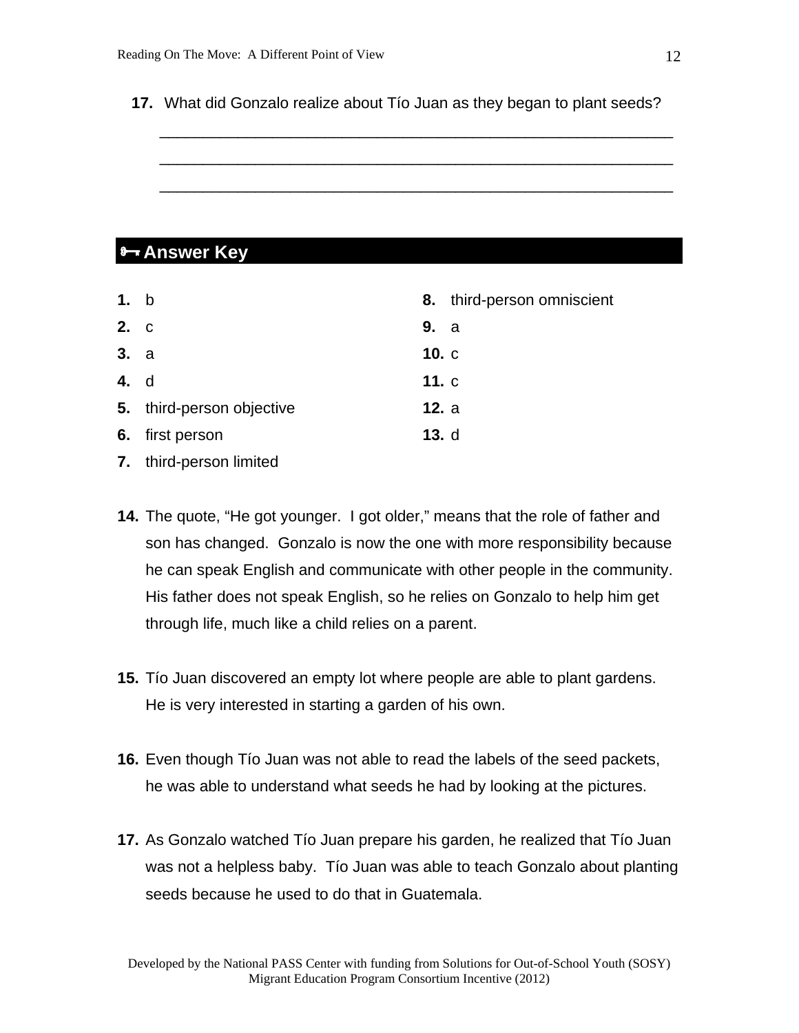**17.** What did Gonzalo realize about Tío Juan as they began to plant seeds?

_______________________________________________________________

_______________________________________________________________

_______________________________________________________________

## 🗝 Answer Key

**1.** b

**2.** c

**3.** a

**4.** d

**5.** third-person objective

**6.** first person

**7.** third-person limited

**8.** third-person omniscient

**9.** a

**10.** c

**11.** c

**12.** a

**13.** d

**14.** The quote, "He got younger. I got older," means that the role of father and son has changed. Gonzalo is now the one with more responsibility because he can speak English and communicate with other people in the community. His father does not speak English, so he relies on Gonzalo to help him get through life, much like a child relies on a parent.

**15.** Tío Juan discovered an empty lot where people are able to plant gardens. He is very interested in starting a garden of his own.

**16.** Even though Tío Juan was not able to read the labels of the seed packets, he was able to understand what seeds he had by looking at the pictures.

**17.** As Gonzalo watched Tío Juan prepare his garden, he realized that Tío Juan was not a helpless baby. Tío Juan was able to teach Gonzalo about planting seeds because he used to do that in Guatemala.